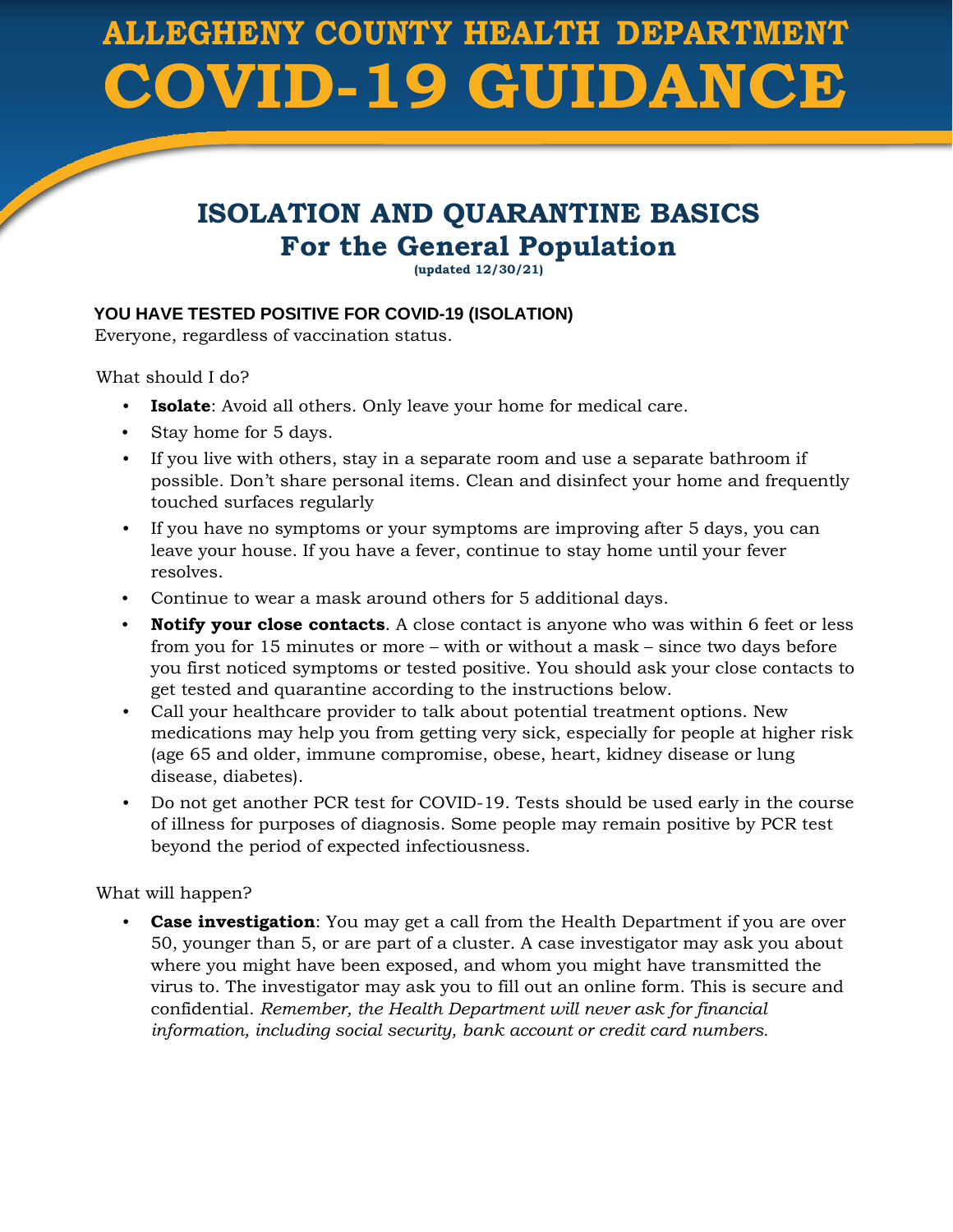# ALLEGHENY COUNTY HEALTH DEPARTMENT
# COVID-19 GUIDANCE

## ISOLATION AND QUARANTINE BASICS
## For the General Population

**(updated 12/30/21)**

### YOU HAVE TESTED POSITIVE FOR COVID-19 (ISOLATION)

Everyone, regardless of vaccination status.

What should I do?

- **Isolate**: Avoid all others. Only leave your home for medical care.
- Stay home for 5 days.
- If you live with others, stay in a separate room and use a separate bathroom if possible. Don't share personal items. Clean and disinfect your home and frequently touched surfaces regularly
- If you have no symptoms or your symptoms are improving after 5 days, you can leave your house. If you have a fever, continue to stay home until your fever resolves.
- Continue to wear a mask around others for 5 additional days.
- **Notify your close contacts**. A close contact is anyone who was within 6 feet or less from you for 15 minutes or more – with or without a mask – since two days before you first noticed symptoms or tested positive. You should ask your close contacts to get tested and quarantine according to the instructions below.
- Call your healthcare provider to talk about potential treatment options. New medications may help you from getting very sick, especially for people at higher risk (age 65 and older, immune compromise, obese, heart, kidney disease or lung disease, diabetes).
- Do not get another PCR test for COVID-19. Tests should be used early in the course of illness for purposes of diagnosis. Some people may remain positive by PCR test beyond the period of expected infectiousness.

What will happen?

- **Case investigation**: You may get a call from the Health Department if you are over 50, younger than 5, or are part of a cluster. A case investigator may ask you about where you might have been exposed, and whom you might have transmitted the virus to. The investigator may ask you to fill out an online form. This is secure and confidential. *Remember, the Health Department will never ask for financial information, including social security, bank account or credit card numbers.*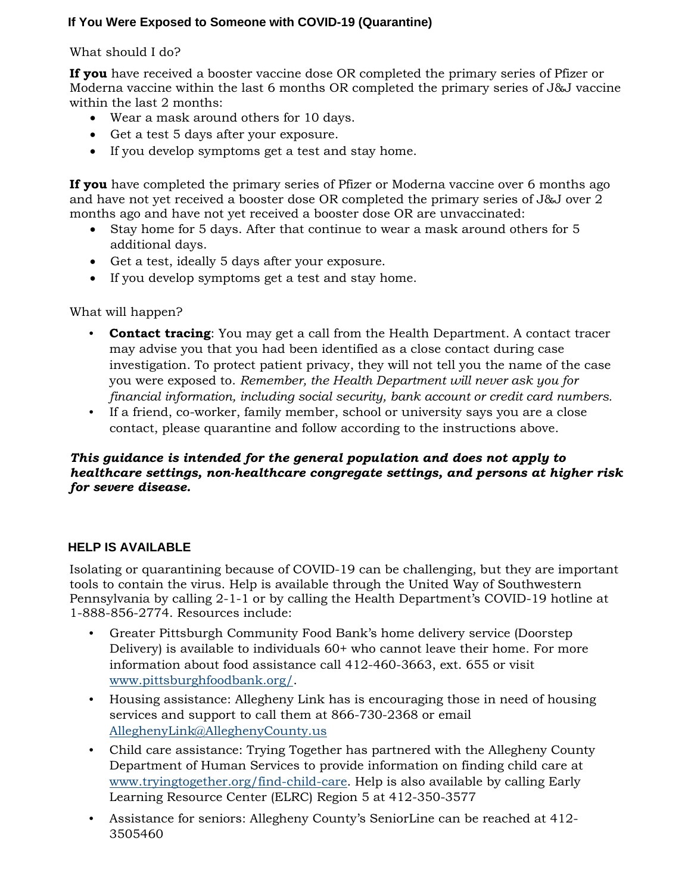## If You Were Exposed to Someone with COVID-19 (Quarantine)

What should I do?

**If you** have received a booster vaccine dose OR completed the primary series of Pfizer or Moderna vaccine within the last 6 months OR completed the primary series of J&J vaccine within the last 2 months:

- Wear a mask around others for 10 days.
- Get a test 5 days after your exposure.
- If you develop symptoms get a test and stay home.

**If you** have completed the primary series of Pfizer or Moderna vaccine over 6 months ago and have not yet received a booster dose OR completed the primary series of J&J over 2 months ago and have not yet received a booster dose OR are unvaccinated:

- Stay home for 5 days. After that continue to wear a mask around others for 5 additional days.
- Get a test, ideally 5 days after your exposure.
- If you develop symptoms get a test and stay home.

What will happen?

- **Contact tracing**: You may get a call from the Health Department. A contact tracer may advise you that you had been identified as a close contact during case investigation. To protect patient privacy, they will not tell you the name of the case you were exposed to. *Remember, the Health Department will never ask you for financial information, including social security, bank account or credit card numbers.*
- If a friend, co-worker, family member, school or university says you are a close contact, please quarantine and follow according to the instructions above.

***This guidance is intended for the general population and does not apply to healthcare settings, non-healthcare congregate settings, and persons at higher risk for severe disease.***

## HELP IS AVAILABLE

Isolating or quarantining because of COVID-19 can be challenging, but they are important tools to contain the virus. Help is available through the United Way of Southwestern Pennsylvania by calling 2-1-1 or by calling the Health Department's COVID-19 hotline at 1-888-856-2774. Resources include:

- Greater Pittsburgh Community Food Bank's home delivery service (Doorstep Delivery) is available to individuals 60+ who cannot leave their home. For more information about food assistance call 412-460-3663, ext. 655 or visit [www.pittsburghfoodbank.org/](www.pittsburghfoodbank.org/).
- Housing assistance: Allegheny Link has is encouraging those in need of housing services and support to call them at 866-730-2368 or email [AlleghenyLink@AlleghenyCounty.us](mailto:AlleghenyLink@AlleghenyCounty.us)
- Child care assistance: Trying Together has partnered with the Allegheny County Department of Human Services to provide information on finding child care at [www.tryingtogether.org/find-child-care](www.tryingtogether.org/find-child-care). Help is also available by calling Early Learning Resource Center (ELRC) Region 5 at 412-350-3577
- Assistance for seniors: Allegheny County's SeniorLine can be reached at 412-3505460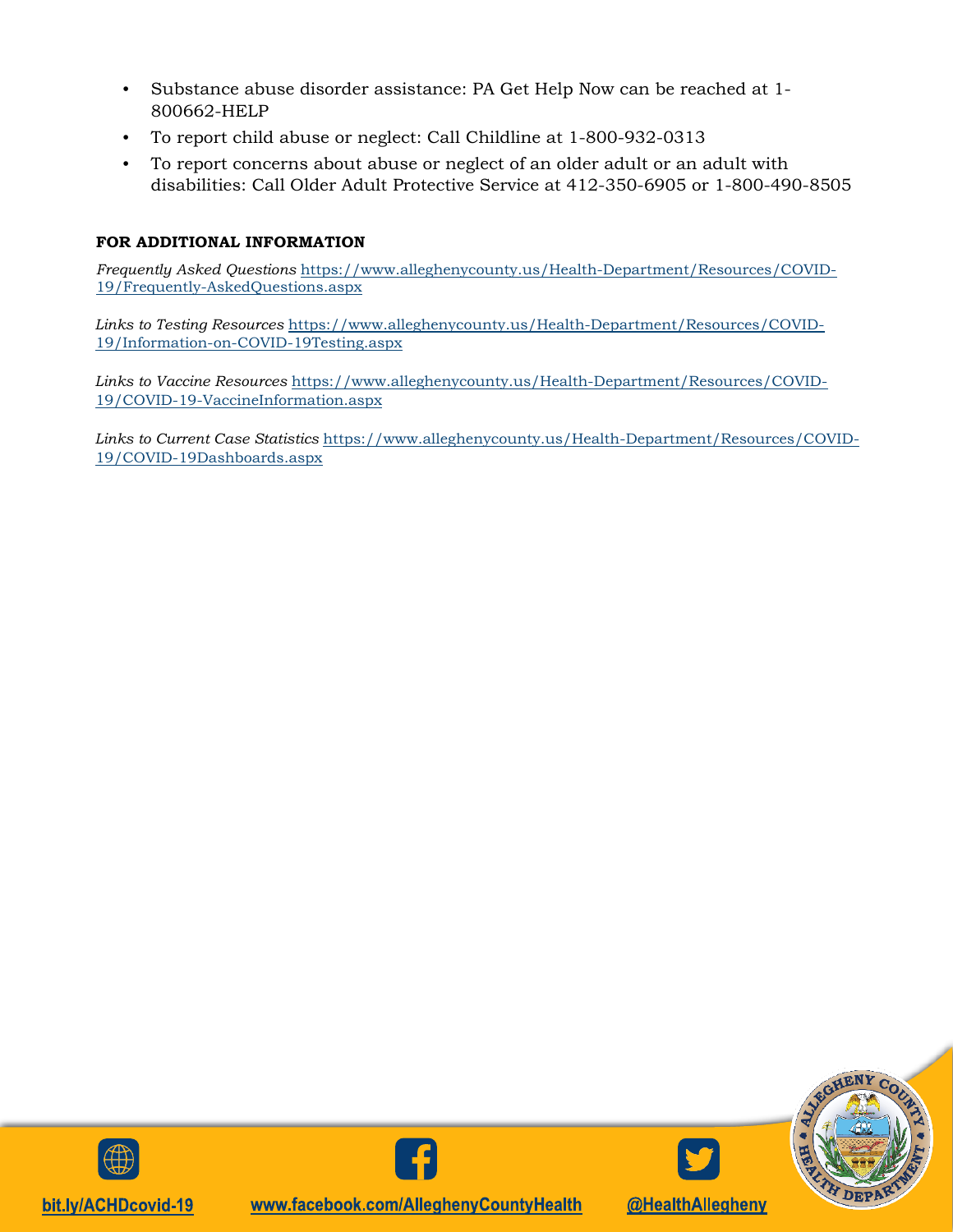- Substance abuse disorder assistance: PA Get Help Now can be reached at 1-800662-HELP
- To report child abuse or neglect: Call Childline at 1-800-932-0313
- To report concerns about abuse or neglect of an older adult or an adult with disabilities: Call Older Adult Protective Service at 412-350-6905 or 1-800-490-8505

**FOR ADDITIONAL INFORMATION**

*Frequently Asked Questions* https://www.alleghenycounty.us/Health-Department/Resources/COVID-19/Frequently-AskedQuestions.aspx

*Links to Testing Resources* https://www.alleghenycounty.us/Health-Department/Resources/COVID-19/Information-on-COVID-19Testing.aspx

*Links to Vaccine Resources* https://www.alleghenycounty.us/Health-Department/Resources/COVID-19/COVID-19-VaccineInformation.aspx

*Links to Current Case Statistics* https://www.alleghenycounty.us/Health-Department/Resources/COVID-19/COVID-19Dashboards.aspx

bit.ly/ACHDcovid-19

www.facebook.com/AlleghenyCountyHealth

@HealthAllegheny